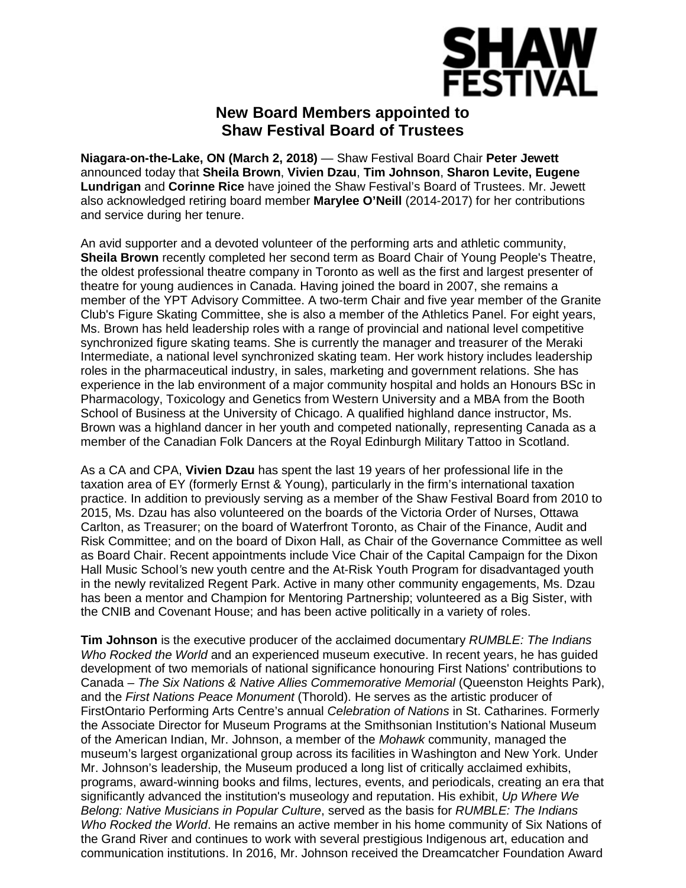SHAW FESTIVAL

# New Board Members appointed to Shaw Festival Board of Trustees

**Niagara-on-the-Lake, ON (March 2, 2018)** — Shaw Festival Board Chair **Peter Jewett** announced today that **Sheila Brown**, **Vivien Dzau**, **Tim Johnson**, **Sharon Levite, Eugene Lundrigan** and **Corinne Rice** have joined the Shaw Festival's Board of Trustees. Mr. Jewett also acknowledged retiring board member **Marylee O'Neill** (2014-2017) for her contributions and service during her tenure.

An avid supporter and a devoted volunteer of the performing arts and athletic community, **Sheila Brown** recently completed her second term as Board Chair of Young People's Theatre, the oldest professional theatre company in Toronto as well as the first and largest presenter of theatre for young audiences in Canada. Having joined the board in 2007, she remains a member of the YPT Advisory Committee. A two-term Chair and five year member of the Granite Club's Figure Skating Committee, she is also a member of the Athletics Panel. For eight years, Ms. Brown has held leadership roles with a range of provincial and national level competitive synchronized figure skating teams. She is currently the manager and treasurer of the Meraki Intermediate, a national level synchronized skating team. Her work history includes leadership roles in the pharmaceutical industry, in sales, marketing and government relations. She has experience in the lab environment of a major community hospital and holds an Honours BSc in Pharmacology, Toxicology and Genetics from Western University and a MBA from the Booth School of Business at the University of Chicago. A qualified highland dance instructor, Ms. Brown was a highland dancer in her youth and competed nationally, representing Canada as a member of the Canadian Folk Dancers at the Royal Edinburgh Military Tattoo in Scotland.

As a CA and CPA, **Vivien Dzau** has spent the last 19 years of her professional life in the taxation area of EY (formerly Ernst & Young), particularly in the firm's international taxation practice. In addition to previously serving as a member of the Shaw Festival Board from 2010 to 2015, Ms. Dzau has also volunteered on the boards of the Victoria Order of Nurses, Ottawa Carlton, as Treasurer; on the board of Waterfront Toronto, as Chair of the Finance, Audit and Risk Committee; and on the board of Dixon Hall, as Chair of the Governance Committee as well as Board Chair. Recent appointments include Vice Chair of the Capital Campaign for the Dixon Hall Music School's new youth centre and the At-Risk Youth Program for disadvantaged youth in the newly revitalized Regent Park. Active in many other community engagements, Ms. Dzau has been a mentor and Champion for Mentoring Partnership; volunteered as a Big Sister, with the CNIB and Covenant House; and has been active politically in a variety of roles.

**Tim Johnson** is the executive producer of the acclaimed documentary *RUMBLE: The Indians Who Rocked the World* and an experienced museum executive. In recent years, he has guided development of two memorials of national significance honouring First Nations' contributions to Canada – *The Six Nations & Native Allies Commemorative Memorial* (Queenston Heights Park), and the *First Nations Peace Monument* (Thorold). He serves as the artistic producer of FirstOntario Performing Arts Centre's annual *Celebration of Nations* in St. Catharines. Formerly the Associate Director for Museum Programs at the Smithsonian Institution's National Museum of the American Indian, Mr. Johnson, a member of the *Mohawk* community, managed the museum's largest organizational group across its facilities in Washington and New York. Under Mr. Johnson's leadership, the Museum produced a long list of critically acclaimed exhibits, programs, award-winning books and films, lectures, events, and periodicals, creating an era that significantly advanced the institution's museology and reputation. His exhibit, *Up Where We Belong: Native Musicians in Popular Culture*, served as the basis for *RUMBLE: The Indians Who Rocked the World*. He remains an active member in his home community of Six Nations of the Grand River and continues to work with several prestigious Indigenous art, education and communication institutions. In 2016, Mr. Johnson received the Dreamcatcher Foundation Award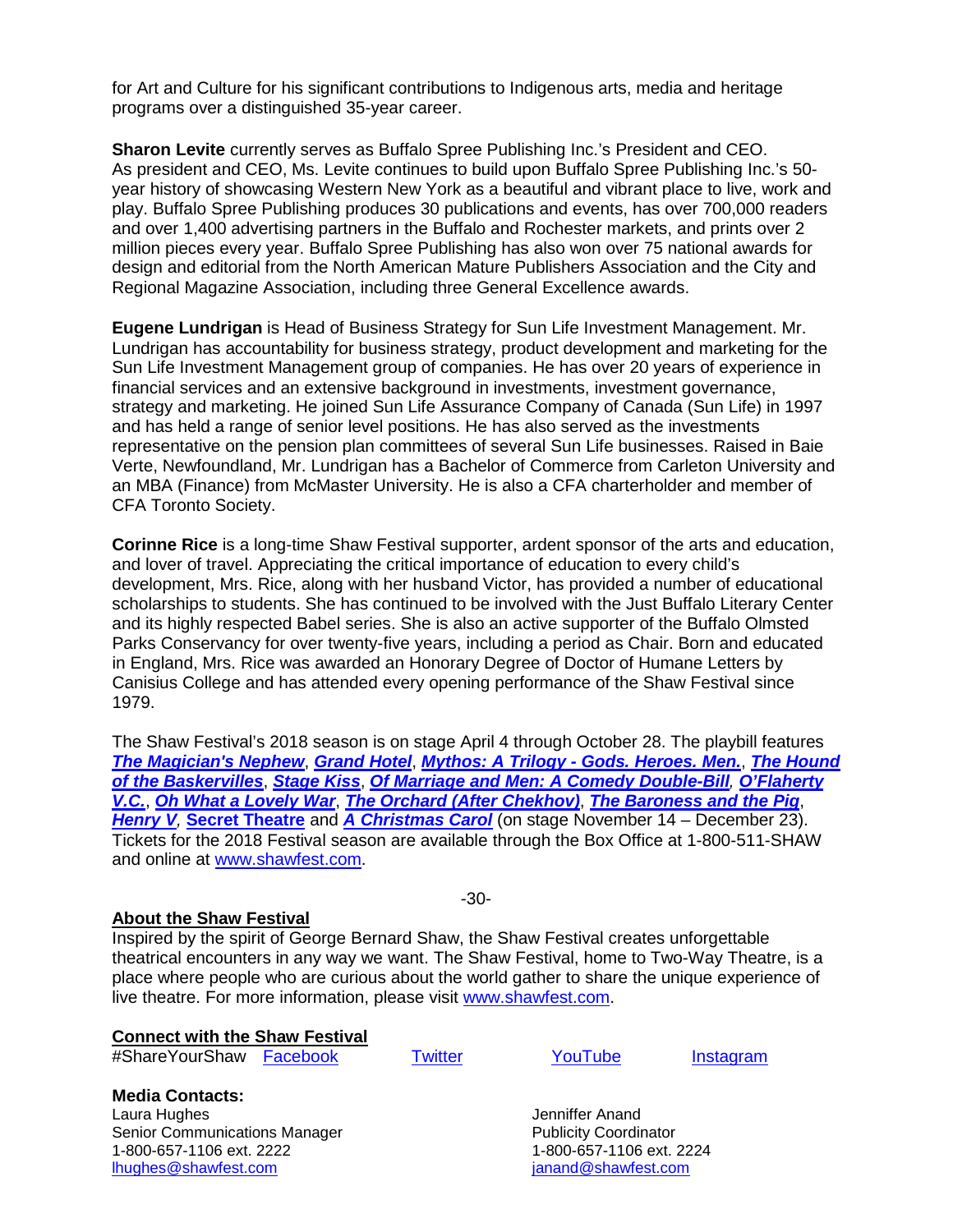for Art and Culture for his significant contributions to Indigenous arts, media and heritage programs over a distinguished 35-year career.

**Sharon Levite** currently serves as Buffalo Spree Publishing Inc.'s President and CEO. As president and CEO, Ms. Levite continues to build upon Buffalo Spree Publishing Inc.'s 50-year history of showcasing Western New York as a beautiful and vibrant place to live, work and play. Buffalo Spree Publishing produces 30 publications and events, has over 700,000 readers and over 1,400 advertising partners in the Buffalo and Rochester markets, and prints over 2 million pieces every year. Buffalo Spree Publishing has also won over 75 national awards for design and editorial from the North American Mature Publishers Association and the City and Regional Magazine Association, including three General Excellence awards.

**Eugene Lundrigan** is Head of Business Strategy for Sun Life Investment Management. Mr. Lundrigan has accountability for business strategy, product development and marketing for the Sun Life Investment Management group of companies. He has over 20 years of experience in financial services and an extensive background in investments, investment governance, strategy and marketing. He joined Sun Life Assurance Company of Canada (Sun Life) in 1997 and has held a range of senior level positions. He has also served as the investments representative on the pension plan committees of several Sun Life businesses. Raised in Baie Verte, Newfoundland, Mr. Lundrigan has a Bachelor of Commerce from Carleton University and an MBA (Finance) from McMaster University. He is also a CFA charterholder and member of CFA Toronto Society.

**Corinne Rice** is a long-time Shaw Festival supporter, ardent sponsor of the arts and education, and lover of travel. Appreciating the critical importance of education to every child's development, Mrs. Rice, along with her husband Victor, has provided a number of educational scholarships to students. She has continued to be involved with the Just Buffalo Literary Center and its highly respected Babel series. She is also an active supporter of the Buffalo Olmsted Parks Conservancy for over twenty-five years, including a period as Chair. Born and educated in England, Mrs. Rice was awarded an Honorary Degree of Doctor of Humane Letters by Canisius College and has attended every opening performance of the Shaw Festival since 1979.

The Shaw Festival's 2018 season is on stage April 4 through October 28. The playbill features ***The Magician's Nephew***, ***Grand Hotel***, ***Mythos: A Trilogy - Gods. Heroes. Men.***, ***The Hound of the Baskervilles***, ***Stage Kiss***, ***Of Marriage and Men: A Comedy Double-Bill***, ***O'Flaherty V.C.***, ***Oh What a Lovely War***, ***The Orchard (After Chekhov)***, ***The Baroness and the Pig***, ***Henry V***, **Secret Theatre** and ***A Christmas Carol*** (on stage November 14 – December 23). Tickets for the 2018 Festival season are available through the Box Office at 1-800-511-SHAW and online at www.shawfest.com.

-30-

**About the Shaw Festival**

Inspired by the spirit of George Bernard Shaw, the Shaw Festival creates unforgettable theatrical encounters in any way we want. The Shaw Festival, home to Two-Way Theatre, is a place where people who are curious about the world gather to share the unique experience of live theatre. For more information, please visit www.shawfest.com.

**Connect with the Shaw Festival**

#ShareYourShaw Facebook Twitter YouTube Instagram

**Media Contacts:**

Laura Hughes
Senior Communications Manager
1-800-657-1106 ext. 2222
lhughes@shawfest.com

Jenniffer Anand
Publicity Coordinator
1-800-657-1106 ext. 2224
janand@shawfest.com